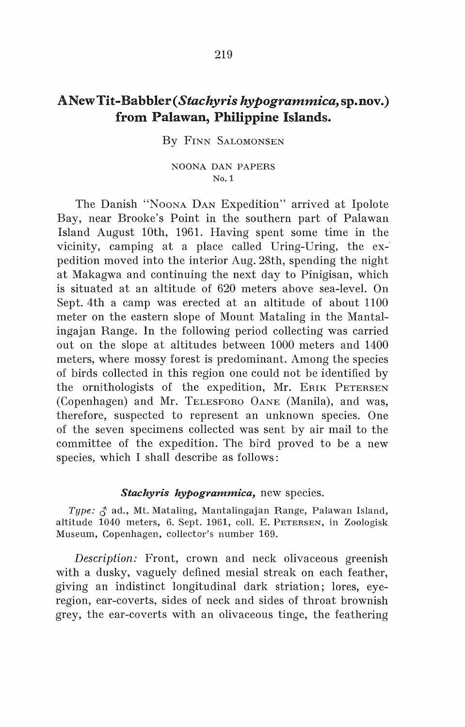# A New Tit-Babbler (*Stachyris hypogrammica*, sp. nov.) from Palawan, Philippine Islands.

By FINN SALOMONSEN

NOONA DAN PAPERS
No. 1

The Danish "NOONA DAN Expedition" arrived at Ipolote Bay, near Brooke's Point in the southern part of Palawan Island August 10th, 1961. Having spent some time in the vicinity, camping at a place called Uring-Uring, the expedition moved into the interior Aug. 28th, spending the night at Makagwa and continuing the next day to Pinigisan, which is situated at an altitude of 620 meters above sea-level. On Sept. 4th a camp was erected at an altitude of about 1100 meter on the eastern slope of Mount Mataling in the Mantalingajan Range. In the following period collecting was carried out on the slope at altitudes between 1000 meters and 1400 meters, where mossy forest is predominant. Among the species of birds collected in this region one could not be identified by the ornithologists of the expedition, Mr. ERIK PETERSEN (Copenhagen) and Mr. TELESFORO OANE (Manila), and was, therefore, suspected to represent an unknown species. One of the seven specimens collected was sent by air mail to the committee of the expedition. The bird proved to be a new species, which I shall describe as follows:

### ***Stachyris hypogrammica***, new species.

*Type:* ♂ ad., Mt. Mataling, Mantalingajan Range, Palawan Island, altitude 1040 meters, 6. Sept. 1961, coll. E. PETERSEN, in Zoologisk Museum, Copenhagen, collector's number 169.

*Description:* Front, crown and neck olivaceous greenish with a dusky, vaguely defined mesial streak on each feather, giving an indistinct longitudinal dark striation; lores, eye-region, ear-coverts, sides of neck and sides of throat brownish grey, the ear-coverts with an olivaceous tinge, the feathering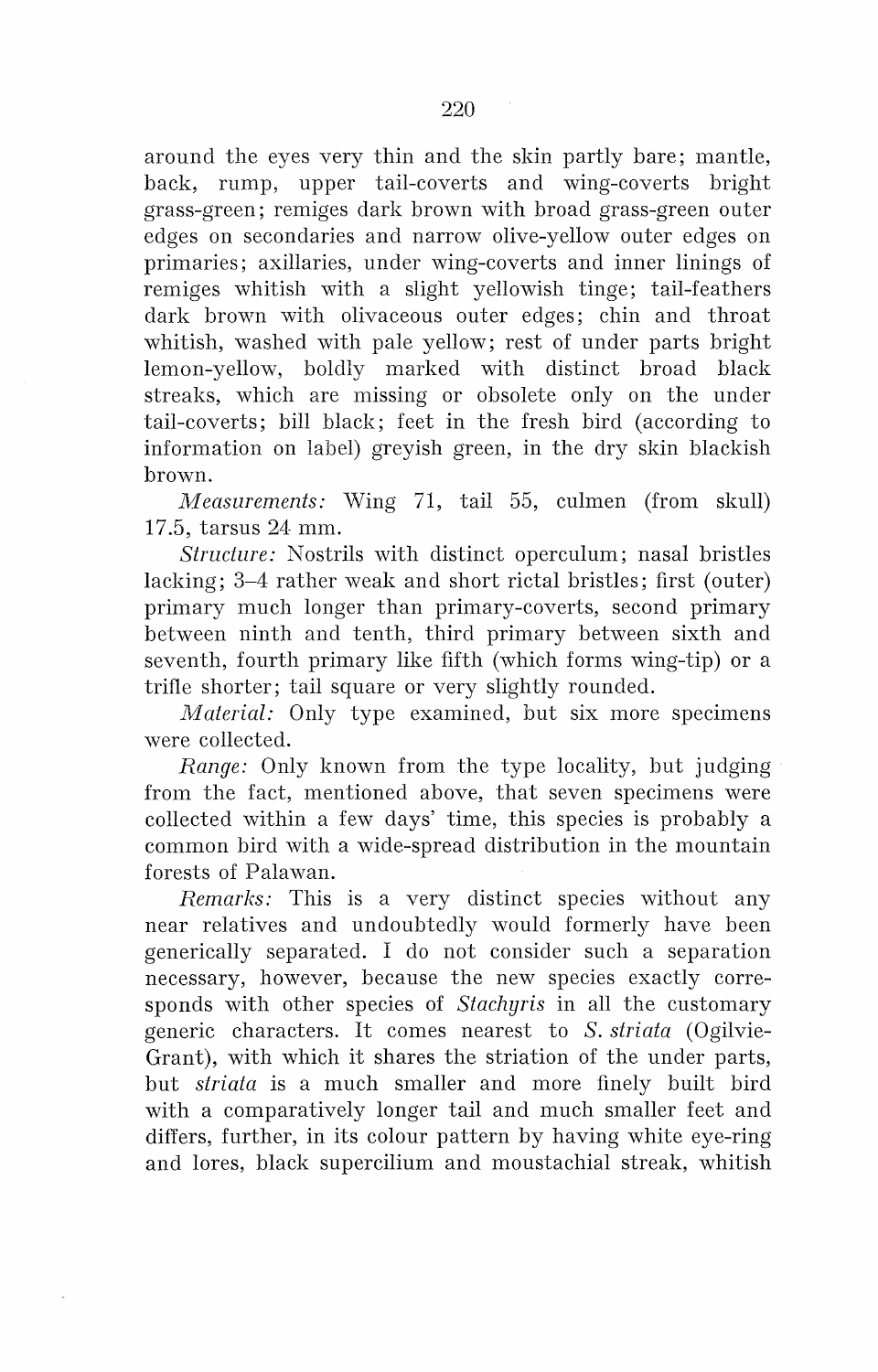around the eyes very thin and the skin partly bare; mantle, back, rump, upper tail-coverts and wing-coverts bright grass-green; remiges dark brown with broad grass-green outer edges on secondaries and narrow olive-yellow outer edges on primaries; axillaries, under wing-coverts and inner linings of remiges whitish with a slight yellowish tinge; tail-feathers dark brown with olivaceous outer edges; chin and throat whitish, washed with pale yellow; rest of under parts bright lemon-yellow, boldly marked with distinct broad black streaks, which are missing or obsolete only on the under tail-coverts; bill black; feet in the fresh bird (according to information on label) greyish green, in the dry skin blackish brown.

*Measurements:* Wing 71, tail 55, culmen (from skull) 17.5, tarsus 24 mm.

*Structure:* Nostrils with distinct operculum; nasal bristles lacking; 3–4 rather weak and short rictal bristles; first (outer) primary much longer than primary-coverts, second primary between ninth and tenth, third primary between sixth and seventh, fourth primary like fifth (which forms wing-tip) or a trifle shorter; tail square or very slightly rounded.

*Material:* Only type examined, but six more specimens were collected.

*Range:* Only known from the type locality, but judging from the fact, mentioned above, that seven specimens were collected within a few days' time, this species is probably a common bird with a wide-spread distribution in the mountain forests of Palawan.

*Remarks:* This is a very distinct species without any near relatives and undoubtedly would formerly have been generically separated. I do not consider such a separation necessary, however, because the new species exactly corresponds with other species of *Stachyris* in all the customary generic characters. It comes nearest to *S. striata* (Ogilvie-Grant), with which it shares the striation of the under parts, but *striata* is a much smaller and more finely built bird with a comparatively longer tail and much smaller feet and differs, further, in its colour pattern by having white eye-ring and lores, black supercilium and moustachial streak, whitish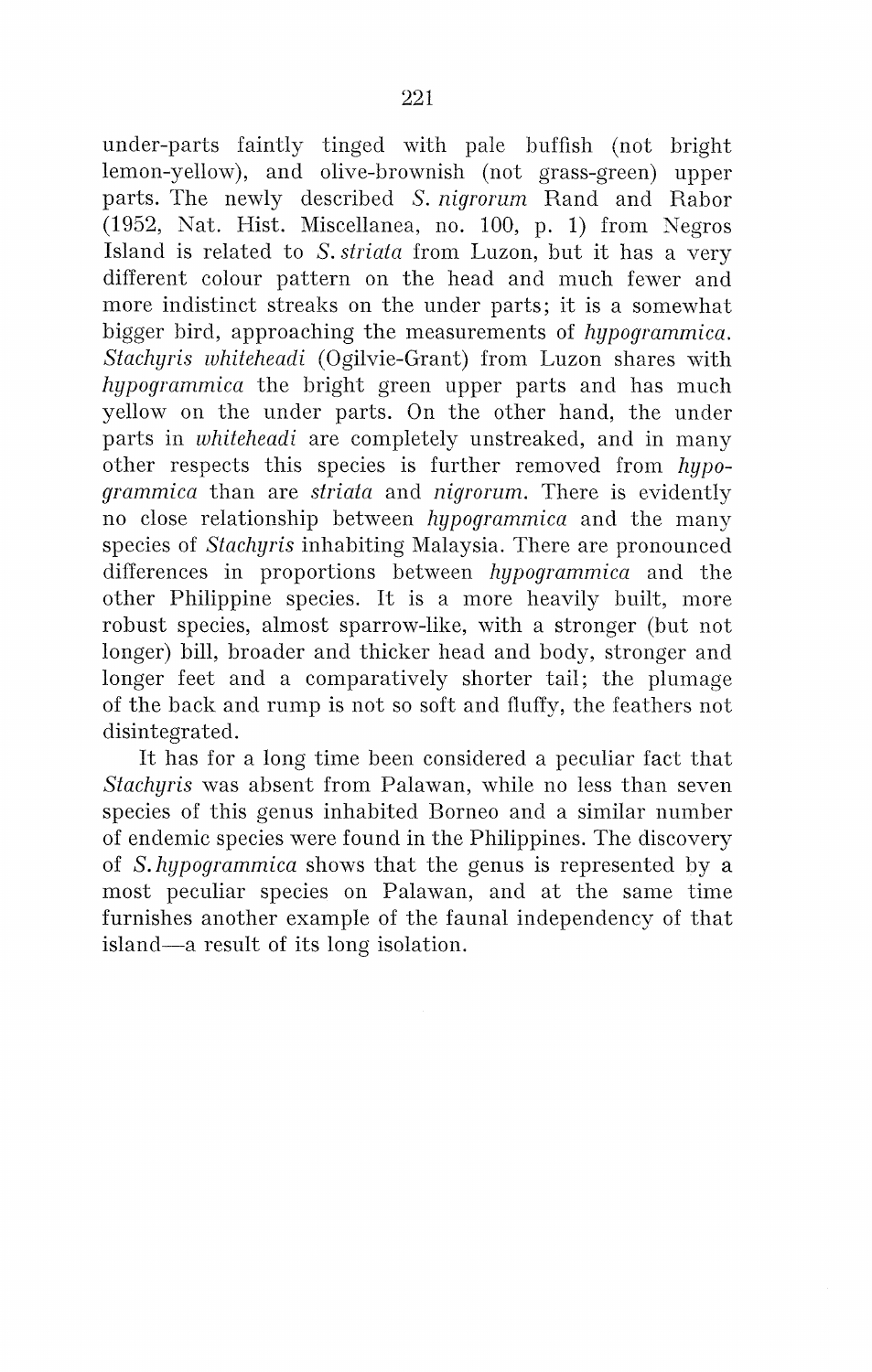under-parts faintly tinged with pale buffish (not bright lemon-yellow), and olive-brownish (not grass-green) upper parts. The newly described *S. nigrorum* Rand and Rabor (1952, Nat. Hist. Miscellanea, no. 100, p. 1) from Negros Island is related to *S. striata* from Luzon, but it has a very different colour pattern on the head and much fewer and more indistinct streaks on the under parts; it is a somewhat bigger bird, approaching the measurements of *hypogrammica*. *Stachyris whiteheadi* (Ogilvie-Grant) from Luzon shares with *hypogrammica* the bright green upper parts and has much yellow on the under parts. On the other hand, the under parts in *whiteheadi* are completely unstreaked, and in many other respects this species is further removed from *hypogrammica* than are *striata* and *nigrorum*. There is evidently no close relationship between *hypogrammica* and the many species of *Stachyris* inhabiting Malaysia. There are pronounced differences in proportions between *hypogrammica* and the other Philippine species. It is a more heavily built, more robust species, almost sparrow-like, with a stronger (but not longer) bill, broader and thicker head and body, stronger and longer feet and a comparatively shorter tail; the plumage of the back and rump is not so soft and fluffy, the feathers not disintegrated.

It has for a long time been considered a peculiar fact that *Stachyris* was absent from Palawan, while no less than seven species of this genus inhabited Borneo and a similar number of endemic species were found in the Philippines. The discovery of *S. hypogrammica* shows that the genus is represented by a most peculiar species on Palawan, and at the same time furnishes another example of the faunal independency of that island—a result of its long isolation.